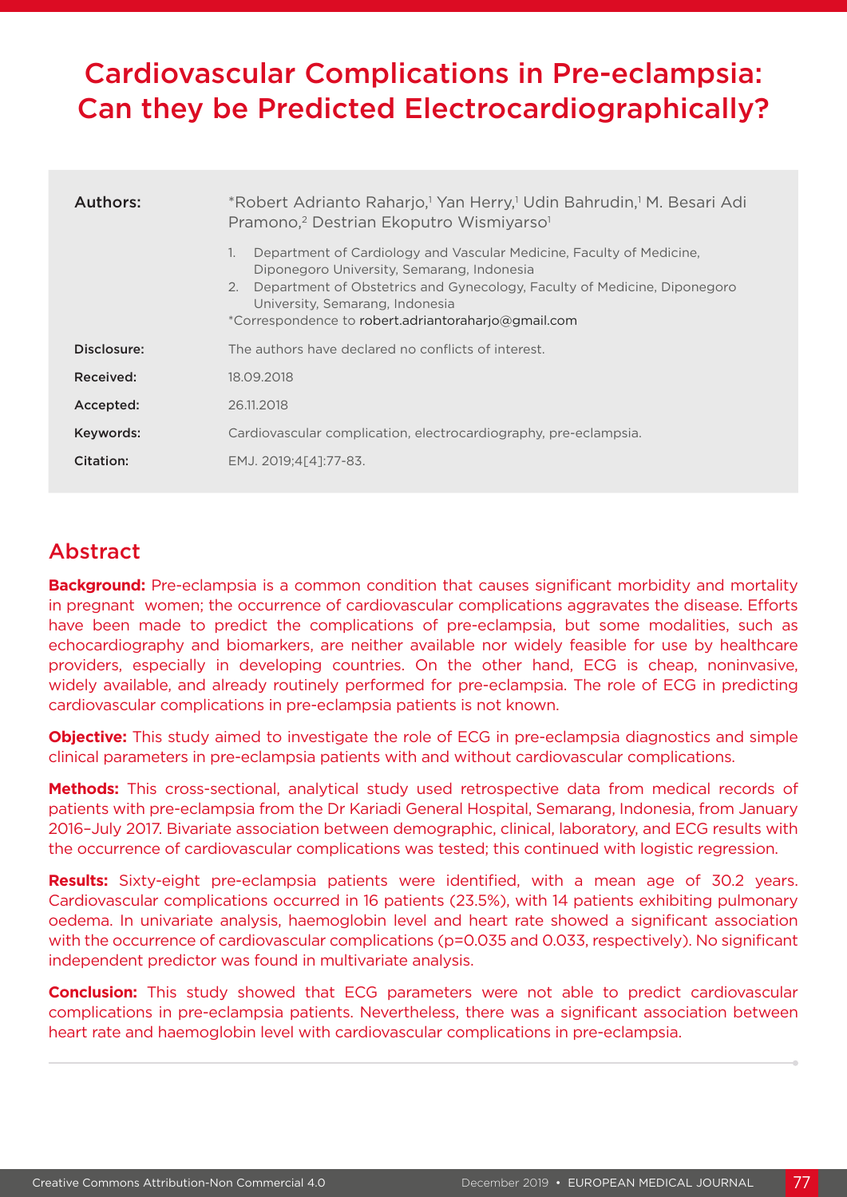# Cardiovascular Complications in Pre-eclampsia: Can they be Predicted Electrocardiographically?

| | |
|---|---|
| **Authors:** | *Robert Adrianto Raharjo,[1] Yan Herry,[1] Udin Bahrudin,[1] M. Besari Adi Pramono,[2] Destrian Ekoputro Wismiyarso[1] |
| | 1. Department of Cardiology and Vascular Medicine, Faculty of Medicine, Diponegoro University, Semarang, Indonesia<br>2. Department of Obstetrics and Gynecology, Faculty of Medicine, Diponegoro University, Semarang, Indonesia<br>*Correspondence to robert.adriantoraharjo@gmail.com |
| **Disclosure:** | The authors have declared no conflicts of interest. |
| **Received:** | 18.09.2018 |
| **Accepted:** | 26.11.2018 |
| **Keywords:** | Cardiovascular complication, electrocardiography, pre-eclampsia. |
| **Citation:** | EMJ. 2019;4[4]:77-83. |

## Abstract

**Background:** Pre-eclampsia is a common condition that causes significant morbidity and mortality in pregnant women; the occurrence of cardiovascular complications aggravates the disease. Efforts have been made to predict the complications of pre-eclampsia, but some modalities, such as echocardiography and biomarkers, are neither available nor widely feasible for use by healthcare providers, especially in developing countries. On the other hand, ECG is cheap, noninvasive, widely available, and already routinely performed for pre-eclampsia. The role of ECG in predicting cardiovascular complications in pre-eclampsia patients is not known.

**Objective:** This study aimed to investigate the role of ECG in pre-eclampsia diagnostics and simple clinical parameters in pre-eclampsia patients with and without cardiovascular complications.

**Methods:** This cross-sectional, analytical study used retrospective data from medical records of patients with pre-eclampsia from the Dr Kariadi General Hospital, Semarang, Indonesia, from January 2016–July 2017. Bivariate association between demographic, clinical, laboratory, and ECG results with the occurrence of cardiovascular complications was tested; this continued with logistic regression.

**Results:** Sixty-eight pre-eclampsia patients were identified, with a mean age of 30.2 years. Cardiovascular complications occurred in 16 patients (23.5%), with 14 patients exhibiting pulmonary oedema. In univariate analysis, haemoglobin level and heart rate showed a significant association with the occurrence of cardiovascular complications (p=0.035 and 0.033, respectively). No significant independent predictor was found in multivariate analysis.

**Conclusion:** This study showed that ECG parameters were not able to predict cardiovascular complications in pre-eclampsia patients. Nevertheless, there was a significant association between heart rate and haemoglobin level with cardiovascular complications in pre-eclampsia.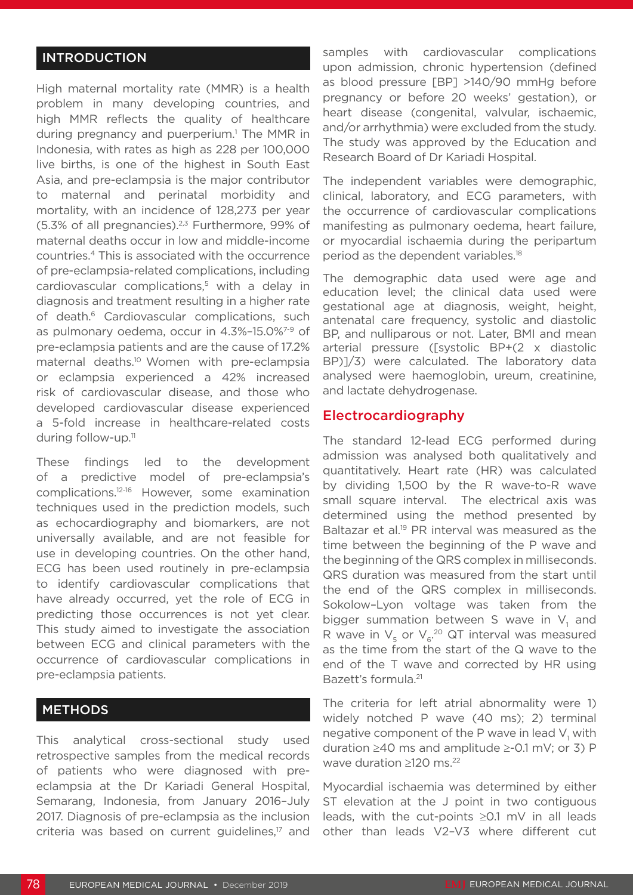## INTRODUCTION

High maternal mortality rate (MMR) is a health problem in many developing countries, and high MMR reflects the quality of healthcare during pregnancy and puerperium.[1] The MMR in Indonesia, with rates as high as 228 per 100,000 live births, is one of the highest in South East Asia, and pre-eclampsia is the major contributor to maternal and perinatal morbidity and mortality, with an incidence of 128,273 per year (5.3% of all pregnancies).[2,3] Furthermore, 99% of maternal deaths occur in low and middle-income countries.[4] This is associated with the occurrence of pre-eclampsia-related complications, including cardiovascular complications,[5] with a delay in diagnosis and treatment resulting in a higher rate of death.[6] Cardiovascular complications, such as pulmonary oedema, occur in 4.3%–15.0%[7-9] of pre-eclampsia patients and are the cause of 17.2% maternal deaths.[10] Women with pre-eclampsia or eclampsia experienced a 42% increased risk of cardiovascular disease, and those who developed cardiovascular disease experienced a 5-fold increase in healthcare-related costs during follow-up.[11]

These findings led to the development of a predictive model of pre-eclampsia's complications.[12-16] However, some examination techniques used in the prediction models, such as echocardiography and biomarkers, are not universally available, and are not feasible for use in developing countries. On the other hand, ECG has been used routinely in pre-eclampsia to identify cardiovascular complications that have already occurred, yet the role of ECG in predicting those occurrences is not yet clear. This study aimed to investigate the association between ECG and clinical parameters with the occurrence of cardiovascular complications in pre-eclampsia patients.

## METHODS

This analytical cross-sectional study used retrospective samples from the medical records of patients who were diagnosed with pre-eclampsia at the Dr Kariadi General Hospital, Semarang, Indonesia, from January 2016–July 2017. Diagnosis of pre-eclampsia as the inclusion criteria was based on current guidelines,[17] and samples with cardiovascular complications upon admission, chronic hypertension (defined as blood pressure [BP] >140/90 mmHg before pregnancy or before 20 weeks' gestation), or heart disease (congenital, valvular, ischaemic, and/or arrhythmia) were excluded from the study. The study was approved by the Education and Research Board of Dr Kariadi Hospital.

The independent variables were demographic, clinical, laboratory, and ECG parameters, with the occurrence of cardiovascular complications manifesting as pulmonary oedema, heart failure, or myocardial ischaemia during the peripartum period as the dependent variables.[18]

The demographic data used were age and education level; the clinical data used were gestational age at diagnosis, weight, height, antenatal care frequency, systolic and diastolic BP, and nulliparous or not. Later, BMI and mean arterial pressure ([systolic BP+(2 x diastolic BP)]/3) were calculated. The laboratory data analysed were haemoglobin, ureum, creatinine, and lactate dehydrogenase.

### Electrocardiography

The standard 12-lead ECG performed during admission was analysed both qualitatively and quantitatively. Heart rate (HR) was calculated by dividing 1,500 by the R wave-to-R wave small square interval. The electrical axis was determined using the method presented by Baltazar et al.[19] PR interval was measured as the time between the beginning of the P wave and the beginning of the QRS complex in milliseconds. QRS duration was measured from the start until the end of the QRS complex in milliseconds. Sokolow–Lyon voltage was taken from the bigger summation between S wave in $V_1$ and R wave in $V_5$ or $V_6$.[20] QT interval was measured as the time from the start of the Q wave to the end of the T wave and corrected by HR using Bazett's formula.[21]

The criteria for left atrial abnormality were 1) widely notched P wave (40 ms); 2) terminal negative component of the P wave in lead $V_1$ with duration ≥40 ms and amplitude ≥-0.1 mV; or 3) P wave duration ≥120 ms.[22]

Myocardial ischaemia was determined by either ST elevation at the J point in two contiguous leads, with the cut-points ≥0.1 mV in all leads other than leads V2–V3 where different cut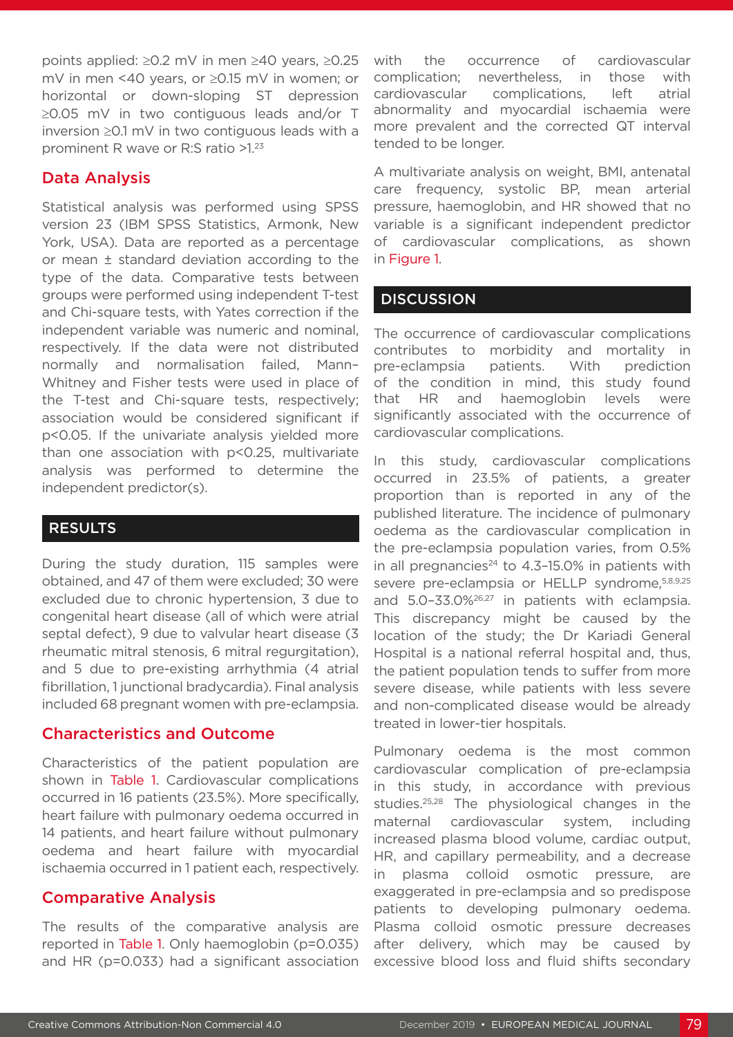points applied: ≥0.2 mV in men ≥40 years, ≥0.25 mV in men <40 years, or ≥0.15 mV in women; or horizontal or down-sloping ST depression ≥0.05 mV in two contiguous leads and/or T inversion ≥0.1 mV in two contiguous leads with a prominent R wave or R:S ratio >1.[23]

## Data Analysis

Statistical analysis was performed using SPSS version 23 (IBM SPSS Statistics, Armonk, New York, USA). Data are reported as a percentage or mean ± standard deviation according to the type of the data. Comparative tests between groups were performed using independent T-test and Chi-square tests, with Yates correction if the independent variable was numeric and nominal, respectively. If the data were not distributed normally and normalisation failed, Mann–Whitney and Fisher tests were used in place of the T-test and Chi-square tests, respectively; association would be considered significant if p<0.05. If the univariate analysis yielded more than one association with p<0.25, multivariate analysis was performed to determine the independent predictor(s).

# RESULTS

During the study duration, 115 samples were obtained, and 47 of them were excluded; 30 were excluded due to chronic hypertension, 3 due to congenital heart disease (all of which were atrial septal defect), 9 due to valvular heart disease (3 rheumatic mitral stenosis, 6 mitral regurgitation), and 5 due to pre-existing arrhythmia (4 atrial fibrillation, 1 junctional bradycardia). Final analysis included 68 pregnant women with pre-eclampsia.

## Characteristics and Outcome

Characteristics of the patient population are shown in Table 1. Cardiovascular complications occurred in 16 patients (23.5%). More specifically, heart failure with pulmonary oedema occurred in 14 patients, and heart failure without pulmonary oedema and heart failure with myocardial ischaemia occurred in 1 patient each, respectively.

## Comparative Analysis

The results of the comparative analysis are reported in Table 1. Only haemoglobin (p=0.035) and HR (p=0.033) had a significant association with the occurrence of cardiovascular complication; nevertheless, in those with cardiovascular complications, left atrial abnormality and myocardial ischaemia were more prevalent and the corrected QT interval tended to be longer.

A multivariate analysis on weight, BMI, antenatal care frequency, systolic BP, mean arterial pressure, haemoglobin, and HR showed that no variable is a significant independent predictor of cardiovascular complications, as shown in Figure 1.

# DISCUSSION

The occurrence of cardiovascular complications contributes to morbidity and mortality in pre-eclampsia patients. With prediction of the condition in mind, this study found that HR and haemoglobin levels were significantly associated with the occurrence of cardiovascular complications.

In this study, cardiovascular complications occurred in 23.5% of patients, a greater proportion than is reported in any of the published literature. The incidence of pulmonary oedema as the cardiovascular complication in the pre-eclampsia population varies, from 0.5% in all pregnancies[24] to 4.3–15.0% in patients with severe pre-eclampsia or HELLP syndrome,[5,8,9,25] and 5.0–33.0%[26,27] in patients with eclampsia. This discrepancy might be caused by the location of the study; the Dr Kariadi General Hospital is a national referral hospital and, thus, the patient population tends to suffer from more severe disease, while patients with less severe and non-complicated disease would be already treated in lower-tier hospitals.

Pulmonary oedema is the most common cardiovascular complication of pre-eclampsia in this study, in accordance with previous studies.[25,28] The physiological changes in the maternal cardiovascular system, including increased plasma blood volume, cardiac output, HR, and capillary permeability, and a decrease in plasma colloid osmotic pressure, are exaggerated in pre-eclampsia and so predispose patients to developing pulmonary oedema. Plasma colloid osmotic pressure decreases after delivery, which may be caused by excessive blood loss and fluid shifts secondary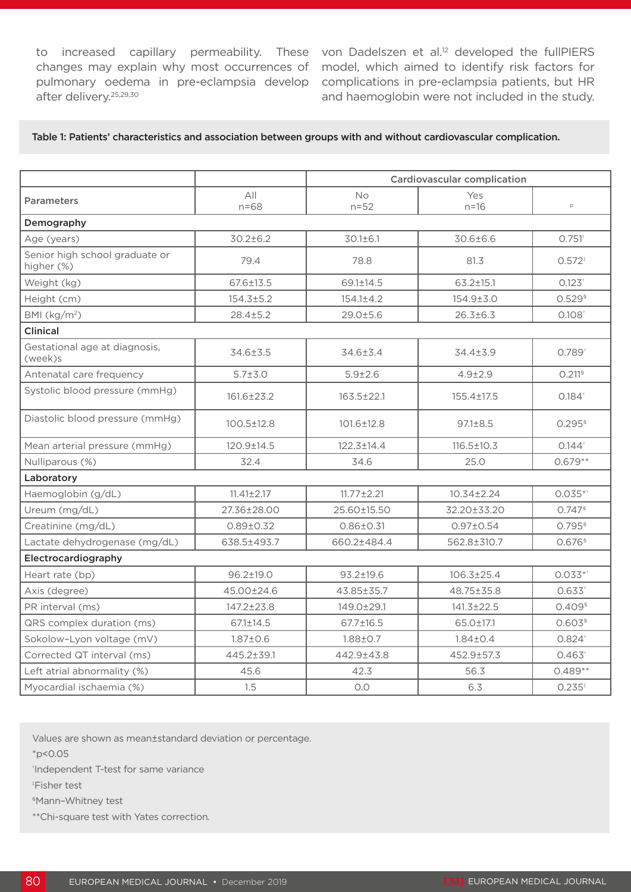to increased capillary permeability. These changes may explain why most occurrences of pulmonary oedema in pre-eclampsia develop after delivery.[25,29,30]

von Dadelszen et al.[12] developed the fullPIERS model, which aimed to identify risk factors for complications in pre-eclampsia patients, but HR and haemoglobin were not included in the study.

**Table 1: Patients' characteristics and association between groups with and without cardiovascular complication.**

| Parameters | All n=68 | Cardiovascular complication No n=52 | Yes n=16 | p |
|---|---|---|---|---|
| **Demography** | | | | |
| Age (years) | 30.2±6.2 | 30.1±6.1 | 30.6±6.6 | 0.751[†] |
| Senior high school graduate or higher (%) | 79.4 | 78.8 | 81.3 | 0.572[‡] |
| Weight (kg) | 67.6±13.5 | 69.1±14.5 | 63.2±15.1 | 0.123[†] |
| Height (cm) | 154.3±5.2 | 154.1±4.2 | 154.9±3.0 | 0.529[§] |
| BMI (kg/m²) | 28.4±5.2 | 29.0±5.6 | 26.3±6.3 | 0.108[†] |
| **Clinical** | | | | |
| Gestational age at diagnosis, (week)s | 34.6±3.5 | 34.6±3.4 | 34.4±3.9 | 0.789[†] |
| Antenatal care frequency | 5.7±3.0 | 5.9±2.6 | 4.9±2.9 | 0.211[§] |
| Systolic blood pressure (mmHg) | 161.6±23.2 | 163.5±22.1 | 155.4±17.5 | 0.184[†] |
| Diastolic blood pressure (mmHg) | 100.5±12.8 | 101.6±12.8 | 97.1±8.5 | 0.295[§] |
| Mean arterial pressure (mmHg) | 120.9±14.5 | 122.3±14.4 | 116.5±10.3 | 0.144[†] |
| Nulliparous (%) | 32.4 | 34.6 | 25.0 | 0.679** |
| **Laboratory** | | | | |
| Haemoglobin (g/dL) | 11.41±2.17 | 11.77±2.21 | 10.34±2.24 | 0.035*[†] |
| Ureum (mg/dL) | 27.36±28.00 | 25.60±15.50 | 32.20±33.20 | 0.747[§] |
| Creatinine (mg/dL) | 0.89±0.32 | 0.86±0.31 | 0.97±0.54 | 0.795[§] |
| Lactate dehydrogenase (mg/dL) | 638.5±493.7 | 660.2±484.4 | 562.8±310.7 | 0.676[§] |
| **Electrocardiography** | | | | |
| Heart rate (bp) | 96.2±19.0 | 93.2±19.6 | 106.3±25.4 | 0.033*[†] |
| Axis (degree) | 45.00±24.6 | 43.85±35.7 | 48.75±35.8 | 0.633[†] |
| PR interval (ms) | 147.2±23.8 | 149.0±29.1 | 141.3±22.5 | 0.409[§] |
| QRS complex duration (ms) | 67.1±14.5 | 67.7±16.5 | 65.0±17.1 | 0.603[§] |
| Sokolow–Lyon voltage (mV) | 1.87±0.6 | 1.88±0.7 | 1.84±0.4 | 0.824[†] |
| Corrected QT interval (ms) | 445.2±39.1 | 442.9±43.8 | 452.9±57.3 | 0.463[†] |
| Left atrial abnormality (%) | 45.6 | 42.3 | 56.3 | 0.489** |
| Myocardial ischaemia (%) | 1.5 | 0.0 | 6.3 | 0.235[‡] |

Values are shown as mean±standard deviation or percentage.

*$p<0.05$

[†]Independent T-test for same variance

[‡]Fisher test

[§]Mann–Whitney test

**Chi-square test with Yates correction.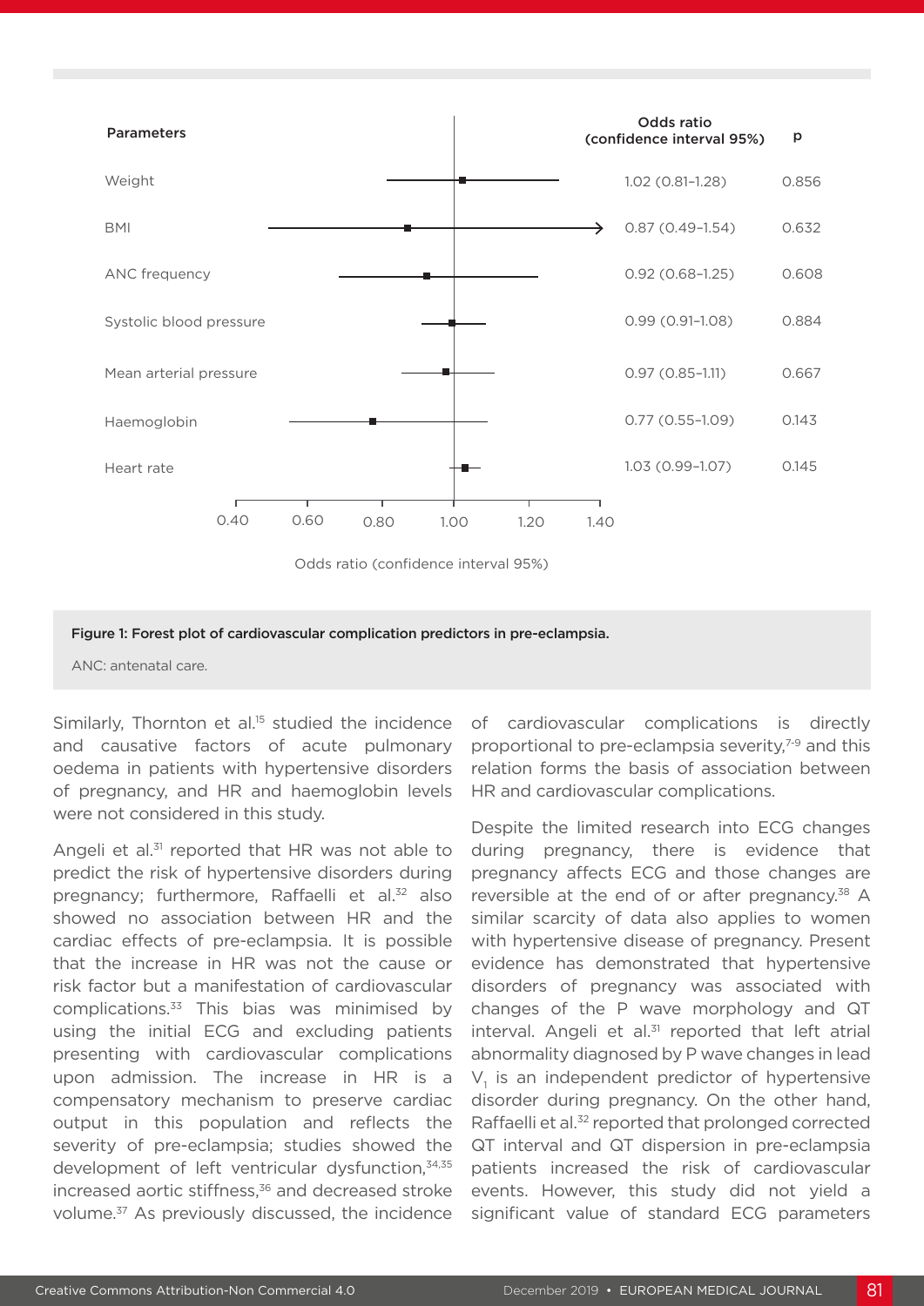| Parameters | Odds ratio (confidence interval 95%) | p |
|---|---|---|
| Weight | 1.02 (0.81–1.28) | 0.856 |
| BMI | 0.87 (0.49–1.54) | 0.632 |
| ANC frequency | 0.92 (0.68–1.25) | 0.608 |
| Systolic blood pressure | 0.99 (0.91–1.08) | 0.884 |
| Mean arterial pressure | 0.97 (0.85–1.11) | 0.667 |
| Haemoglobin | 0.77 (0.55–1.09) | 0.143 |
| Heart rate | 1.03 (0.99–1.07) | 0.145 |

Odds ratio (confidence interval 95%)

**Figure 1: Forest plot of cardiovascular complication predictors in pre-eclampsia.**

ANC: antenatal care.

Similarly, Thornton et al.[15] studied the incidence and causative factors of acute pulmonary oedema in patients with hypertensive disorders of pregnancy, and HR and haemoglobin levels were not considered in this study.

Angeli et al.[31] reported that HR was not able to predict the risk of hypertensive disorders during pregnancy; furthermore, Raffaelli et al.[32] also showed no association between HR and the cardiac effects of pre-eclampsia. It is possible that the increase in HR was not the cause or risk factor but a manifestation of cardiovascular complications.[33] This bias was minimised by using the initial ECG and excluding patients presenting with cardiovascular complications upon admission. The increase in HR is a compensatory mechanism to preserve cardiac output in this population and reflects the severity of pre-eclampsia; studies showed the development of left ventricular dysfunction,[34,35] increased aortic stiffness,[36] and decreased stroke volume.[37] As previously discussed, the incidence of cardiovascular complications is directly proportional to pre-eclampsia severity,[7-9] and this relation forms the basis of association between HR and cardiovascular complications.

Despite the limited research into ECG changes during pregnancy, there is evidence that pregnancy affects ECG and those changes are reversible at the end of or after pregnancy.[38] A similar scarcity of data also applies to women with hypertensive disease of pregnancy. Present evidence has demonstrated that hypertensive disorders of pregnancy was associated with changes of the P wave morphology and QT interval. Angeli et al.[31] reported that left atrial abnormality diagnosed by P wave changes in lead $V_1$ is an independent predictor of hypertensive disorder during pregnancy. On the other hand, Raffaelli et al.[32] reported that prolonged corrected QT interval and QT dispersion in pre-eclampsia patients increased the risk of cardiovascular events. However, this study did not yield a significant value of standard ECG parameters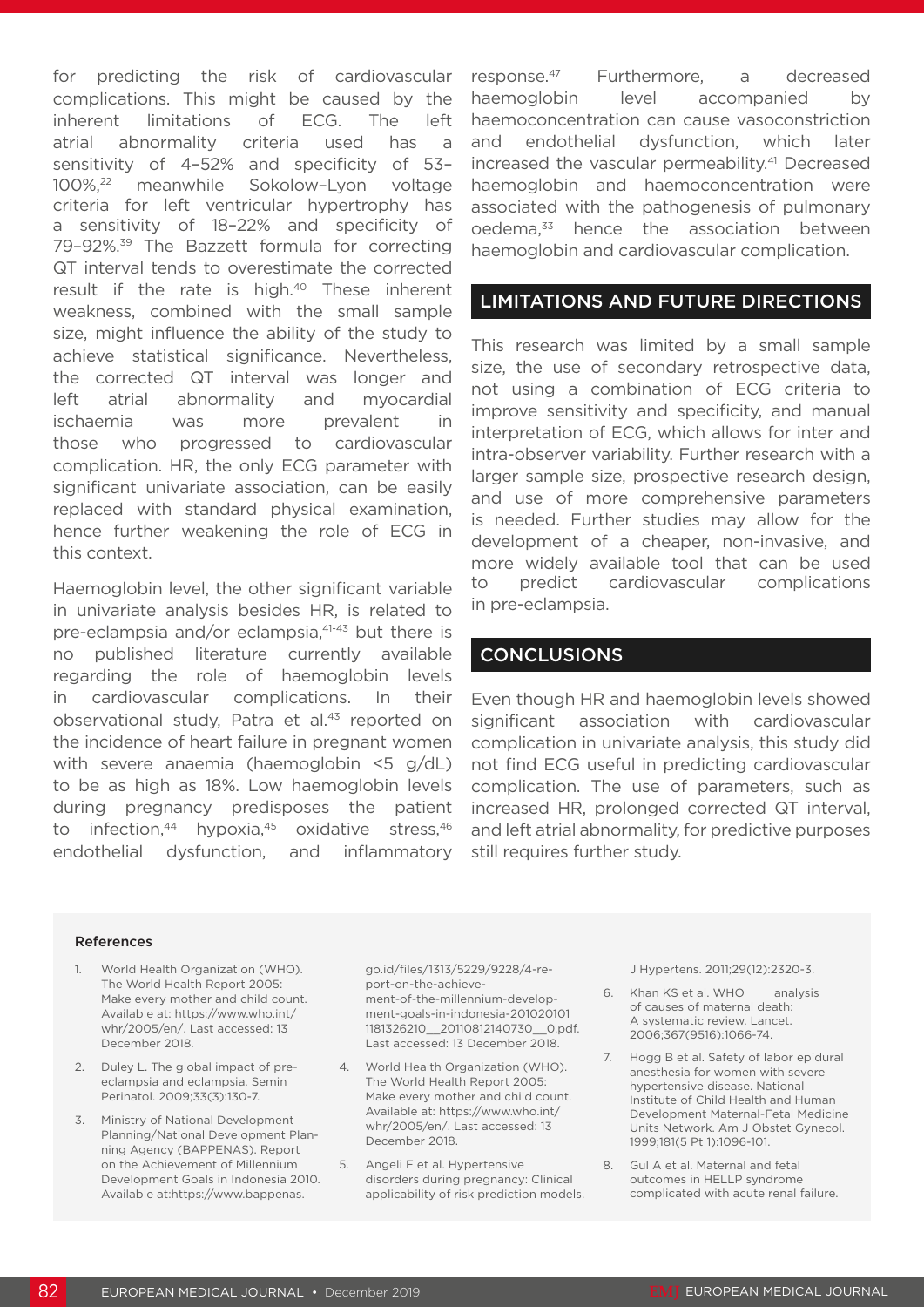for predicting the risk of cardiovascular complications. This might be caused by the inherent limitations of ECG. The left atrial abnormality criteria used has a sensitivity of 4–52% and specificity of 53–100%,[22] meanwhile Sokolow–Lyon voltage criteria for left ventricular hypertrophy has a sensitivity of 18–22% and specificity of 79–92%.[39] The Bazzett formula for correcting QT interval tends to overestimate the corrected result if the rate is high.[40] These inherent weakness, combined with the small sample size, might influence the ability of the study to achieve statistical significance. Nevertheless, the corrected QT interval was longer and left atrial abnormality and myocardial ischaemia was more prevalent in those who progressed to cardiovascular complication. HR, the only ECG parameter with significant univariate association, can be easily replaced with standard physical examination, hence further weakening the role of ECG in this context.

Haemoglobin level, the other significant variable in univariate analysis besides HR, is related to pre-eclampsia and/or eclampsia,[41-43] but there is no published literature currently available regarding the role of haemoglobin levels in cardiovascular complications. In their observational study, Patra et al.[43] reported on the incidence of heart failure in pregnant women with severe anaemia (haemoglobin <5 g/dL) to be as high as 18%. Low haemoglobin levels during pregnancy predisposes the patient to infection,[44] hypoxia,[45] oxidative stress,[46] endothelial dysfunction, and inflammatory response.[47] Furthermore, a decreased haemoglobin level accompanied by haemoconcentration can cause vasoconstriction and endothelial dysfunction, which later increased the vascular permeability.[41] Decreased haemoglobin and haemoconcentration were associated with the pathogenesis of pulmonary oedema,[33] hence the association between haemoglobin and cardiovascular complication.

## LIMITATIONS AND FUTURE DIRECTIONS

This research was limited by a small sample size, the use of secondary retrospective data, not using a combination of ECG criteria to improve sensitivity and specificity, and manual interpretation of ECG, which allows for inter and intra-observer variability. Further research with a larger sample size, prospective research design, and use of more comprehensive parameters is needed. Further studies may allow for the development of a cheaper, non-invasive, and more widely available tool that can be used to predict cardiovascular complications in pre-eclampsia.

## CONCLUSIONS

Even though HR and haemoglobin levels showed significant association with cardiovascular complication in univariate analysis, this study did not find ECG useful in predicting cardiovascular complication. The use of parameters, such as increased HR, prolonged corrected QT interval, and left atrial abnormality, for predictive purposes still requires further study.

### References

1. World Health Organization (WHO). The World Health Report 2005: Make every mother and child count. Available at: https://www.who.int/whr/2005/en/. Last accessed: 13 December 2018.
2. Duley L. The global impact of pre-eclampsia and eclampsia. Semin Perinatol. 2009;33(3):130-7.
3. Ministry of National Development Planning/National Development Planning Agency (BAPPENAS). Report on the Achievement of Millennium Development Goals in Indonesia 2010. Available at:https://www.bappenas.go.id/files/1313/5229/9228/4-report-on-the-achievement-of-the-millennium-development-goals-in-indonesia-201020101181326210__20110812140730__0.pdf. Last accessed: 13 December 2018.
4. World Health Organization (WHO). The World Health Report 2005: Make every mother and child count. Available at: https://www.who.int/whr/2005/en/. Last accessed: 13 December 2018.
5. Angeli F et al. Hypertensive disorders during pregnancy: Clinical applicability of risk prediction models. J Hypertens. 2011;29(12):2320-3.
6. Khan KS et al. WHO analysis of causes of maternal death: A systematic review. Lancet. 2006;367(9516):1066-74.
7. Hogg B et al. Safety of labor epidural anesthesia for women with severe hypertensive disease. National Institute of Child Health and Human Development Maternal-Fetal Medicine Units Network. Am J Obstet Gynecol. 1999;181(5 Pt 1):1096-101.
8. Gul A et al. Maternal and fetal outcomes in HELLP syndrome complicated with acute renal failure.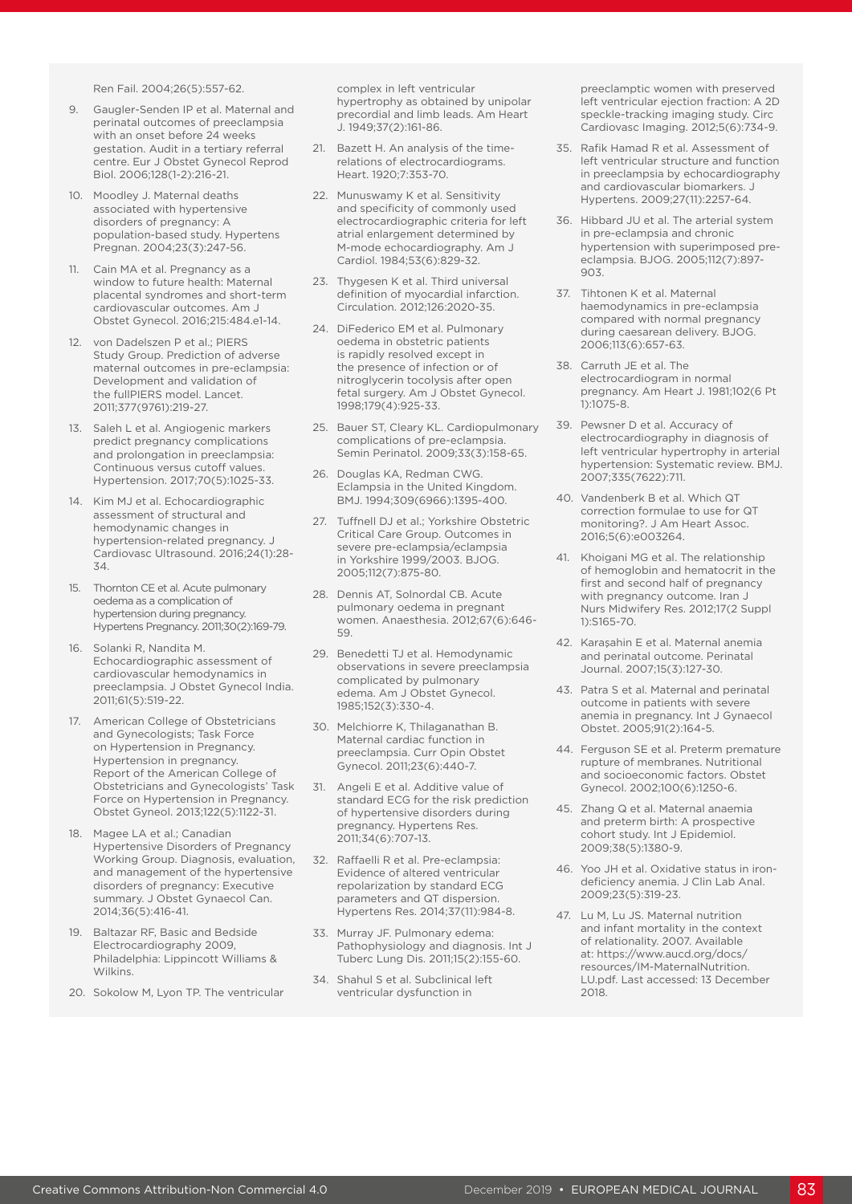Ren Fail. 2004;26(5):557-62.

9. Gaugler-Senden IP et al. Maternal and perinatal outcomes of preeclampsia with an onset before 24 weeks gestation. Audit in a tertiary referral centre. Eur J Obstet Gynecol Reprod Biol. 2006;128(1-2):216-21.
10. Moodley J. Maternal deaths associated with hypertensive disorders of pregnancy: A population-based study. Hypertens Pregnan. 2004;23(3):247-56.
11. Cain MA et al. Pregnancy as a window to future health: Maternal placental syndromes and short-term cardiovascular outcomes. Am J Obstet Gynecol. 2016;215:484.e1-14.
12. von Dadelszen P et al.; PIERS Study Group. Prediction of adverse maternal outcomes in pre-eclampsia: Development and validation of the fullPIERS model. Lancet. 2011;377(9761):219-27.
13. Saleh L et al. Angiogenic markers predict pregnancy complications and prolongation in preeclampsia: Continuous versus cutoff values. Hypertension. 2017;70(5):1025-33.
14. Kim MJ et al. Echocardiographic assessment of structural and hemodynamic changes in hypertension-related pregnancy. J Cardiovasc Ultrasound. 2016;24(1):28-34.
15. Thornton CE et al. Acute pulmonary oedema as a complication of hypertension during pregnancy. Hypertens Pregnancy. 2011;30(2):169-79.
16. Solanki R, Nandita M. Echocardiographic assessment of cardiovascular hemodynamics in preeclampsia. J Obstet Gynecol India. 2011;61(5):519-22.
17. American College of Obstetricians and Gynecologists; Task Force on Hypertension in Pregnancy. Hypertension in pregnancy. Report of the American College of Obstetricians and Gynecologists' Task Force on Hypertension in Pregnancy. Obstet Gyneol. 2013;122(5):1122-31.
18. Magee LA et al.; Canadian Hypertensive Disorders of Pregnancy Working Group. Diagnosis, evaluation, and management of the hypertensive disorders of pregnancy: Executive summary. J Obstet Gynaecol Can. 2014;36(5):416-41.
19. Baltazar RF, Basic and Bedside Electrocardiography 2009, Philadelphia: Lippincott Williams & Wilkins.
20. Sokolow M, Lyon TP. The ventricular complex in left ventricular hypertrophy as obtained by unipolar precordial and limb leads. Am Heart J. 1949;37(2):161-86.
21. Bazett H. An analysis of the time-relations of electrocardiograms. Heart. 1920;7:353-70.
22. Munuswamy K et al. Sensitivity and specificity of commonly used electrocardiographic criteria for left atrial enlargement determined by M-mode echocardiography. Am J Cardiol. 1984;53(6):829-32.
23. Thygesen K et al. Third universal definition of myocardial infarction. Circulation. 2012;126:2020-35.
24. DiFederico EM et al. Pulmonary oedema in obstetric patients is rapidly resolved except in the presence of infection or of nitroglycerin tocolysis after open fetal surgery. Am J Obstet Gynecol. 1998;179(4):925-33.
25. Bauer ST, Cleary KL. Cardiopulmonary complications of pre-eclampsia. Semin Perinatol. 2009;33(3):158-65.
26. Douglas KA, Redman CWG. Eclampsia in the United Kingdom. BMJ. 1994;309(6966):1395-400.
27. Tuffnell DJ et al.; Yorkshire Obstetric Critical Care Group. Outcomes in severe pre-eclampsia/eclampsia in Yorkshire 1999/2003. BJOG. 2005;112(7):875-80.
28. Dennis AT, Solnordal CB. Acute pulmonary oedema in pregnant women. Anaesthesia. 2012;67(6):646-59.
29. Benedetti TJ et al. Hemodynamic observations in severe preeclampsia complicated by pulmonary edema. Am J Obstet Gynecol. 1985;152(3):330-4.
30. Melchiorre K, Thilaganathan B. Maternal cardiac function in preeclampsia. Curr Opin Obstet Gynecol. 2011;23(6):440-7.
31. Angeli E et al. Additive value of standard ECG for the risk prediction of hypertensive disorders during pregnancy. Hypertens Res. 2011;34(6):707-13.
32. Raffaelli R et al. Pre-eclampsia: Evidence of altered ventricular repolarization by standard ECG parameters and QT dispersion. Hypertens Res. 2014;37(11):984-8.
33. Murray JF. Pulmonary edema: Pathophysiology and diagnosis. Int J Tuberc Lung Dis. 2011;15(2):155-60.
34. Shahul S et al. Subclinical left ventricular dysfunction in preeclamptic women with preserved left ventricular ejection fraction: A 2D speckle-tracking imaging study. Circ Cardiovasc Imaging. 2012;5(6):734-9.
35. Rafik Hamad R et al. Assessment of left ventricular structure and function in preeclampsia by echocardiography and cardiovascular biomarkers. J Hypertens. 2009;27(11):2257-64.
36. Hibbard JU et al. The arterial system in pre-eclampsia and chronic hypertension with superimposed pre-eclampsia. BJOG. 2005;112(7):897-903.
37. Tihtonen K et al. Maternal haemodynamics in pre-eclampsia compared with normal pregnancy during caesarean delivery. BJOG. 2006;113(6):657-63.
38. Carruth JE et al. The electrocardiogram in normal pregnancy. Am Heart J. 1981;102(6 Pt 1):1075-8.
39. Pewsner D et al. Accuracy of electrocardiography in diagnosis of left ventricular hypertrophy in arterial hypertension: Systematic review. BMJ. 2007;335(7622):711.
40. Vandenberk B et al. Which QT correction formulae to use for QT monitoring?. J Am Heart Assoc. 2016;5(6):e003264.
41. Khoigani MG et al. The relationship of hemoglobin and hematocrit in the first and second half of pregnancy with pregnancy outcome. Iran J Nurs Midwifery Res. 2012;17(2 Suppl 1):S165-70.
42. Karaşahin E et al. Maternal anemia and perinatal outcome. Perinatal Journal. 2007;15(3):127-30.
43. Patra S et al. Maternal and perinatal outcome in patients with severe anemia in pregnancy. Int J Gynaecol Obstet. 2005;91(2):164-5.
44. Ferguson SE et al. Preterm premature rupture of membranes. Nutritional and socioeconomic factors. Obstet Gynecol. 2002;100(6):1250-6.
45. Zhang Q et al. Maternal anaemia and preterm birth: A prospective cohort study. Int J Epidemiol. 2009;38(5):1380-9.
46. Yoo JH et al. Oxidative status in iron-deficiency anemia. J Clin Lab Anal. 2009;23(5):319-23.
47. Lu M, Lu JS. Maternal nutrition and infant mortality in the context of relationality. 2007. Available at: https://www.aucd.org/docs/resources/IM-MaternalNutrition.LU.pdf. Last accessed: 13 December 2018.